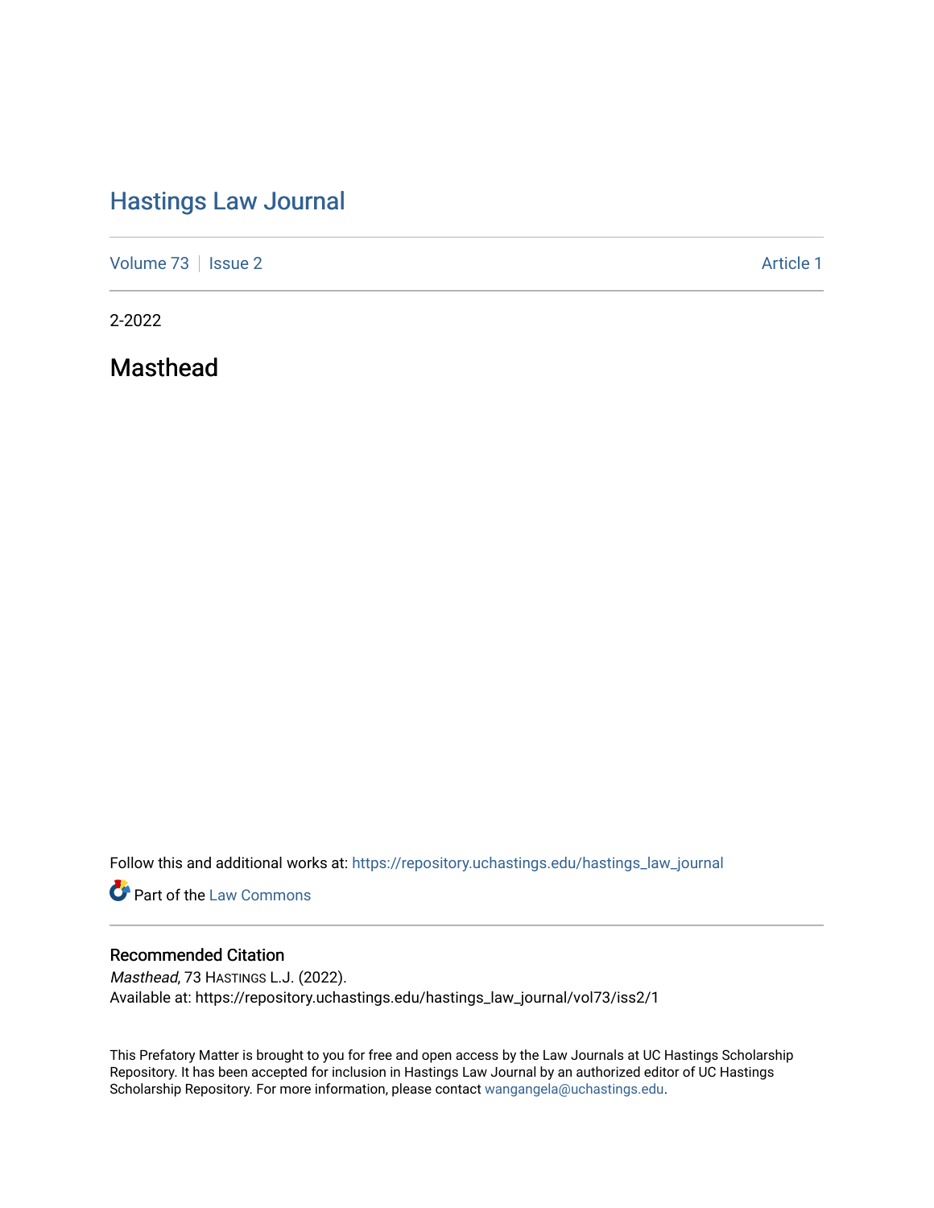# Hastings Law Journal

Volume 73 | Issue 2 | Article 1

2-2022

## Masthead

Follow this and additional works at: https://repository.uchastings.edu/hastings_law_journal

Part of the Law Commons

### Recommended Citation

*Masthead*, 73 HASTINGS L.J. (2022).
Available at: https://repository.uchastings.edu/hastings_law_journal/vol73/iss2/1

This Prefatory Matter is brought to you for free and open access by the Law Journals at UC Hastings Scholarship Repository. It has been accepted for inclusion in Hastings Law Journal by an authorized editor of UC Hastings Scholarship Repository. For more information, please contact wangangela@uchastings.edu.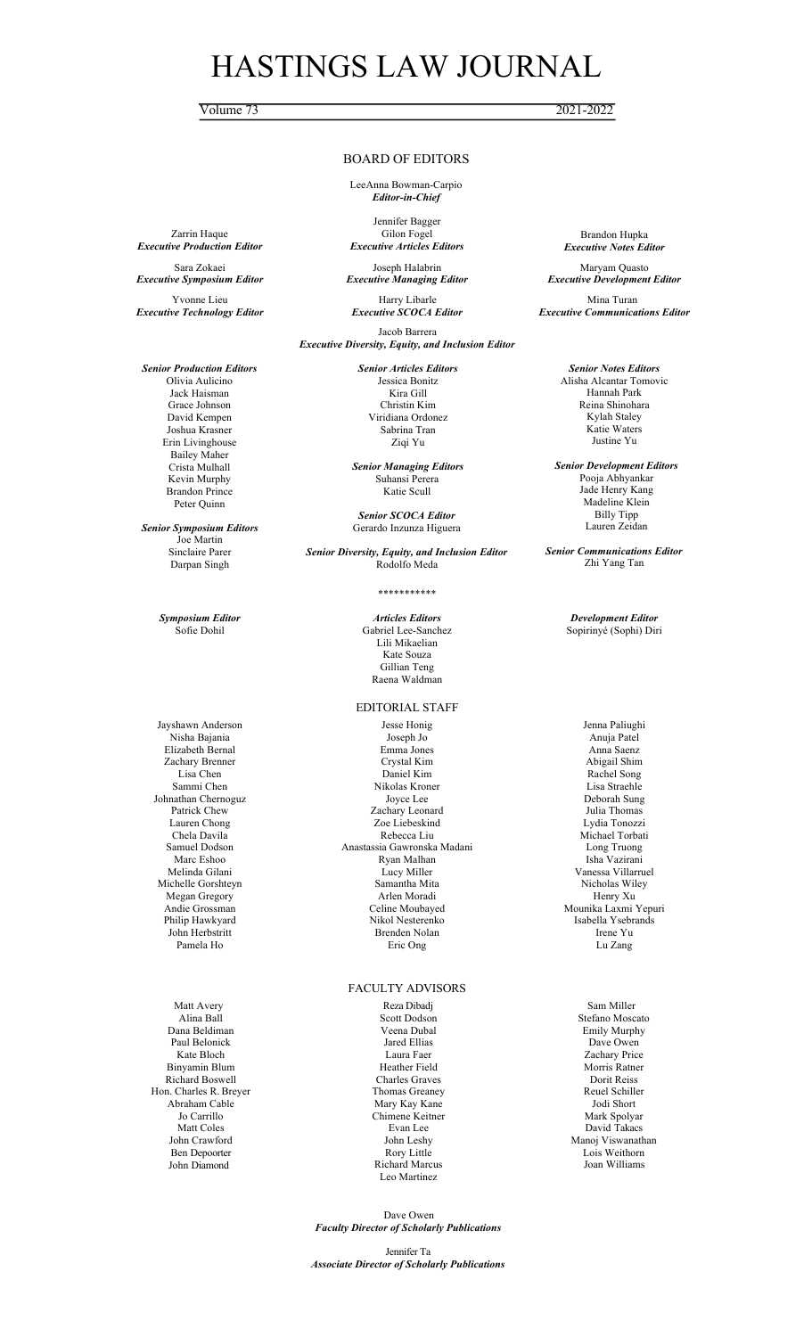# HASTINGS LAW JOURNAL

Volume 73 2021-2022

## BOARD OF EDITORS

LeeAnna Bowman-Carpio
***Editor-in-Chief***

Zarrin Haque
***Executive Production Editor***

Jennifer Bagger
Gilon Fogel
***Executive Articles Editors***

Brandon Hupka
***Executive Notes Editor***

Sara Zokaei
***Executive Symposium Editor***

Joseph Halabrin
***Executive Managing Editor***

Maryam Quasto
***Executive Development Editor***

Yvonne Lieu
***Executive Technology Editor***

Harry Libarle
***Executive SCOCA Editor***

Mina Turan
***Executive Communications Editor***

Jacob Barrera
***Executive Diversity, Equity, and Inclusion Editor***

***Senior Production Editors***
Olivia Aulicino
Jack Haisman
Grace Johnson
David Kempen
Joshua Krasner
Erin Livinghouse
Bailey Maher
Crista Mulhall
Kevin Murphy
Brandon Prince
Peter Quinn

***Senior Articles Editors***
Jessica Bonitz
Kira Gill
Christin Kim
Viridiana Ordonez
Sabrina Tran
Ziqi Yu

***Senior Notes Editors***
Alisha Alcantar Tomovic
Hannah Park
Reina Shinohara
Kylah Staley
Katie Waters
Justine Yu

***Senior Managing Editors***
Suhansi Perera
Katie Scull

***Senior Development Editors***
Pooja Abhyankar
Jade Henry Kang
Madeline Klein
Billy Tipp
Lauren Zeidan

***Senior SCOCA Editor***
Gerardo Inzunza Higuera

***Senior Symposium Editors***
Joe Martin
Sinclaire Parer
Darpan Singh

***Senior Diversity, Equity, and Inclusion Editor***
Rodolfo Meda

***Senior Communications Editor***
Zhi Yang Tan

***********

***Symposium Editor***
Sofie Dohil

***Articles Editors***
Gabriel Lee-Sanchez
Lili Mikaelian
Kate Souza
Gillian Teng
Raena Waldman

***Development Editor***
Sopirinyé (Sophi) Diri

## EDITORIAL STAFF

Jayshawn Anderson
Nisha Bajania
Elizabeth Bernal
Zachary Brenner
Lisa Chen
Sammi Chen
Johnathan Chernoguz
Patrick Chew
Lauren Chong
Chela Davila
Samuel Dodson
Marc Eshoo
Melinda Gilani
Michelle Gorshteyn
Megan Gregory
Andie Grossman
Philip Hawkyard
John Herbstritt
Pamela Ho
Jesse Honig
Joseph Jo
Emma Jones
Crystal Kim
Daniel Kim
Nikolas Kroner
Joyce Lee
Zachary Leonard
Zoe Liebeskind
Rebecca Liu
Anastassia Gawronska Madani
Ryan Malhan
Lucy Miller
Samantha Mita
Arlen Moradi
Celine Moubayed
Nikol Nesterenko
Brenden Nolan
Eric Ong
Jenna Paliughi
Anuja Patel
Anna Saenz
Abigail Shim
Rachel Song
Lisa Straehle
Deborah Sung
Julia Thomas
Lydia Tonozzi
Michael Torbati
Long Truong
Isha Vazirani
Vanessa Villarruel
Nicholas Wiley
Henry Xu
Mounika Laxmi Yepuri
Isabella Ysebrands
Irene Yu
Lu Zang

## FACULTY ADVISORS

Matt Avery
Alina Ball
Dana Beldiman
Paul Belonick
Kate Bloch
Binyamin Blum
Richard Boswell
Hon. Charles R. Breyer
Abraham Cable
Jo Carrillo
Matt Coles
John Crawford
Ben Depoorter
John Diamond
Reza Dibadj
Scott Dodson
Veena Dubal
Jared Ellias
Laura Faer
Heather Field
Charles Graves
Thomas Greaney
Mary Kay Kane
Chimene Keitner
Evan Lee
John Leshy
Rory Little
Richard Marcus
Leo Martinez
Sam Miller
Stefano Moscato
Emily Murphy
Dave Owen
Zachary Price
Morris Ratner
Dorit Reiss
Reuel Schiller
Jodi Short
Mark Spolyar
David Takacs
Manoj Viswanathan
Lois Weithorn
Joan Williams

Dave Owen
***Faculty Director of Scholarly Publications***

Jennifer Ta
***Associate Director of Scholarly Publications***